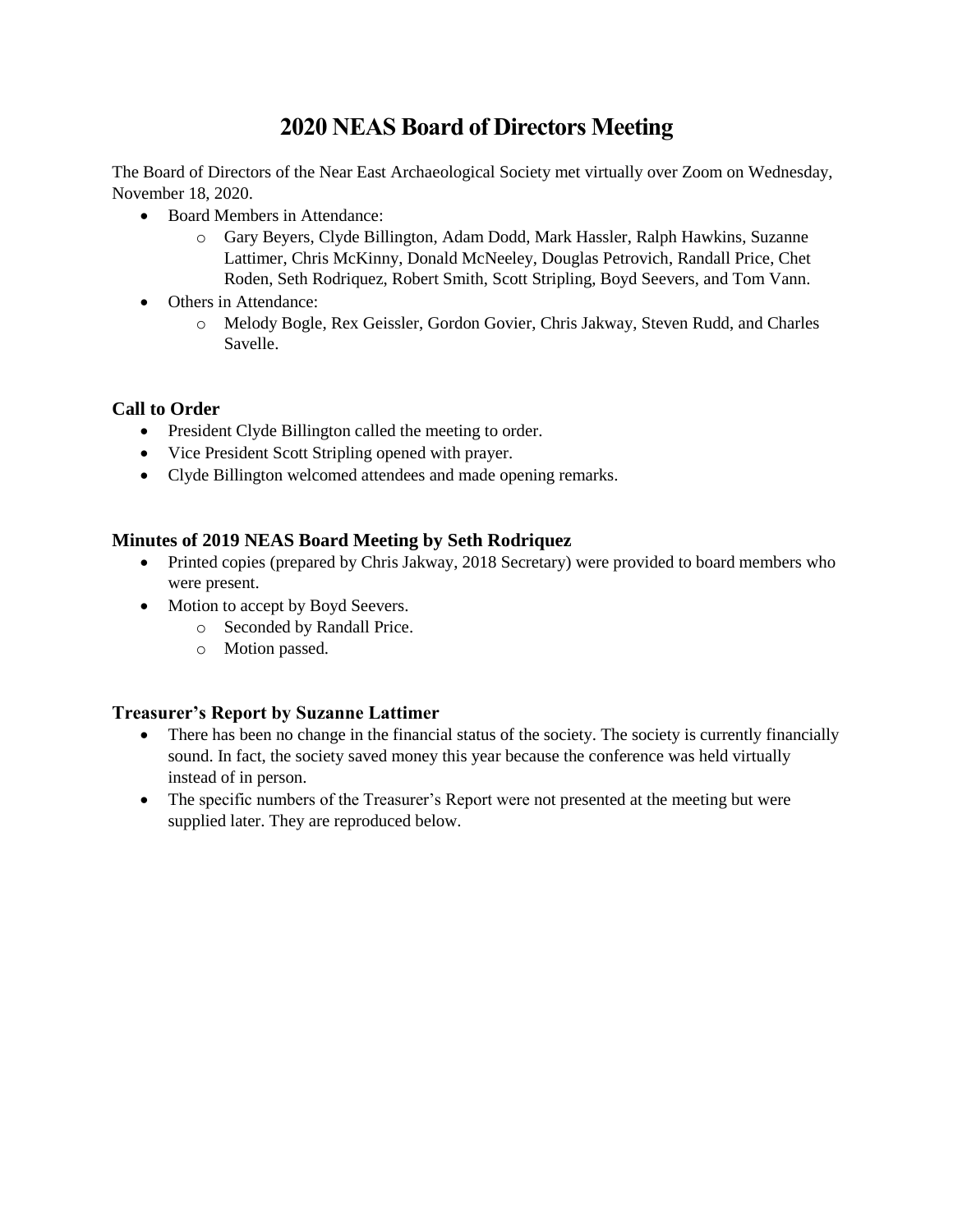# 2020 NEAS Board of Directors Meeting

The Board of Directors of the Near East Archaeological Society met virtually over Zoom on Wednesday, November 18, 2020.

- Board Members in Attendance:
  - Gary Beyers, Clyde Billington, Adam Dodd, Mark Hassler, Ralph Hawkins, Suzanne Lattimer, Chris McKinny, Donald McNeeley, Douglas Petrovich, Randall Price, Chet Roden, Seth Rodriquez, Robert Smith, Scott Stripling, Boyd Seevers, and Tom Vann.
- Others in Attendance:
  - Melody Bogle, Rex Geissler, Gordon Govier, Chris Jakway, Steven Rudd, and Charles Savelle.

### Call to Order

- President Clyde Billington called the meeting to order.
- Vice President Scott Stripling opened with prayer.
- Clyde Billington welcomed attendees and made opening remarks.

### Minutes of 2019 NEAS Board Meeting by Seth Rodriquez

- Printed copies (prepared by Chris Jakway, 2018 Secretary) were provided to board members who were present.
- Motion to accept by Boyd Seevers.
  - Seconded by Randall Price.
  - Motion passed.

### Treasurer's Report by Suzanne Lattimer

- There has been no change in the financial status of the society. The society is currently financially sound. In fact, the society saved money this year because the conference was held virtually instead of in person.
- The specific numbers of the Treasurer's Report were not presented at the meeting but were supplied later. They are reproduced below.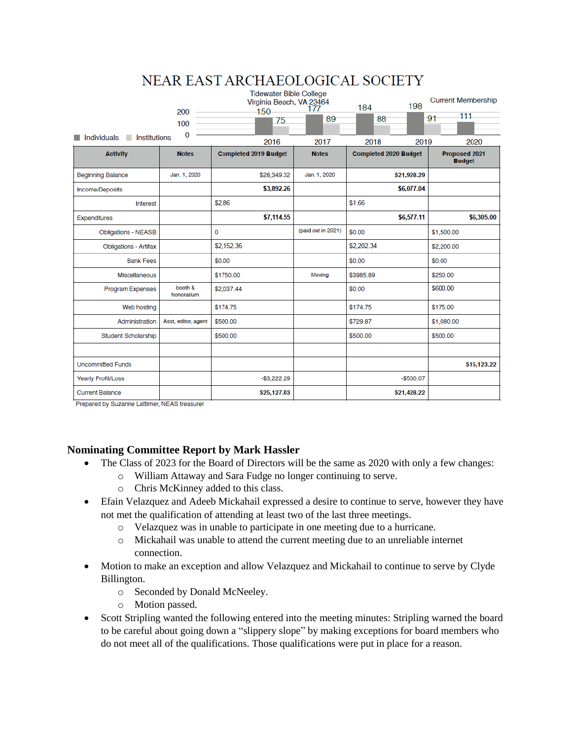# NEAR EAST ARCHAEOLOGICAL SOCIETY

Tidewater Bible College
Virginia Beach, VA 23464

Current Membership

| | 2016 | 2017 | 2018 | 2019 | 2020 |
|---|---|---|---|---|---|
| Individuals | 150 | 177 | 184 | 198 | 111 |
| Institutions | 75 | 89 | 88 | 91 | |

| Activity | Notes | Completed 2019 Budget | Notes | Completed 2020 Budget | Proposed 2021 Budget |
|---|---|---|---|---|---|
| Beginning Balance | Jan. 1, 2020 | $28,349.32 | Jan. 1, 2020 | **$21,928.29** | |
| Income/Deposits | | **$3,892.26** | | **$6,077.04** | |
| Interest | | $2.86 | | $1.66 | |
| Expenditures | | **$7,114.55** | | **$6,577.11** | **$6,305.00** |
| Obligations - NEASB | | 0 | (paid out in 2021) | $0.00 | $1,500.00 |
| Obligations - Artifax | | $2,152.36 | | $2,202.34 | $2,200.00 |
| Bank Fees | | $0.00 | | $0.00 | $0.00 |
| Miscellaneous | | $1750.00 | Moving | $3985.89 | $250.00 |
| Program Expenses | booth & honorarium | $2,037.44 | | $0.00 | $600.00 |
| Web hosting | | $174.75 | | $174.75 | $175.00 |
| Administration | Asst, editor, agent | $500.00 | | $729.87 | $1,080.00 |
| Student Scholarship | | $500.00 | | $500.00 | $500.00 |
| | | | | | |
| Uncommitted Funds | | | | | **$15,123.22** |
| Yearly Profit/Loss | | -$3,222.29 | | -$500.07 | |
| Current Balance | | **$25,127.03** | | **$21,428.22** | |

Prepared by Suzanne Lattimer, NEAS treasurer

## Nominating Committee Report by Mark Hassler

- The Class of 2023 for the Board of Directors will be the same as 2020 with only a few changes:
  - William Attaway and Sara Fudge no longer continuing to serve.
  - Chris McKinney added to this class.
- Efain Velazquez and Adeeb Mickahail expressed a desire to continue to serve, however they have not met the qualification of attending at least two of the last three meetings.
  - Velazquez was in unable to participate in one meeting due to a hurricane.
  - Mickahail was unable to attend the current meeting due to an unreliable internet connection.
- Motion to make an exception and allow Velazquez and Mickahail to continue to serve by Clyde Billington.
  - Seconded by Donald McNeeley.
  - Motion passed.
- Scott Stripling wanted the following entered into the meeting minutes: Stripling warned the board to be careful about going down a "slippery slope" by making exceptions for board members who do not meet all of the qualifications. Those qualifications were put in place for a reason.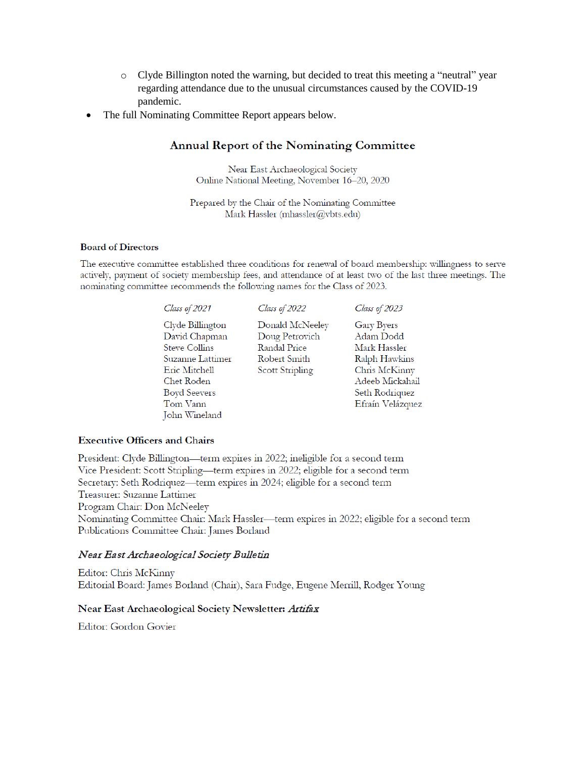- Clyde Billington noted the warning, but decided to treat this meeting a "neutral" year regarding attendance due to the unusual circumstances caused by the COVID-19 pandemic.
- The full Nominating Committee Report appears below.

## Annual Report of the Nominating Committee

Near East Archaeological Society
Online National Meeting, November 16–20, 2020

Prepared by the Chair of the Nominating Committee
Mark Hassler (mhassler@vbts.edu)

### Board of Directors

The executive committee established three conditions for renewal of board membership: willingness to serve actively, payment of society membership fees, and attendance of at least two of the last three meetings. The nominating committee recommends the following names for the Class of 2023.

| *Class of 2021* | *Class of 2022* | *Class of 2023* |
|---|---|---|
| Clyde Billington | Donald McNeeley | Gary Byers |
| David Chapman | Doug Petrovich | Adam Dodd |
| Steve Collins | Randal Price | Mark Hassler |
| Suzanne Lattimer | Robert Smith | Ralph Hawkins |
| Eric Mitchell | Scott Stripling | Chris McKinny |
| Chet Roden | | Adeeb Mickahail |
| Boyd Seevers | | Seth Rodriquez |
| Tom Vann | | Efraín Velázquez |
| John Wineland | | |

### Executive Officers and Chairs

President: Clyde Billington—term expires in 2022; ineligible for a second term
Vice President: Scott Stripling—term expires in 2022; eligible for a second term
Secretary: Seth Rodriquez—term expires in 2024; eligible for a second term
Treasurer: Suzanne Lattimer
Program Chair: Don McNeeley
Nominating Committee Chair: Mark Hassler—term expires in 2022; eligible for a second term
Publications Committee Chair: James Borland

### *Near East Archaeological Society Bulletin*

Editor: Chris McKinny
Editorial Board: James Borland (Chair), Sara Fudge, Eugene Merrill, Rodger Young

### Near East Archaeological Society Newsletter: *Artifax*

Editor: Gordon Govier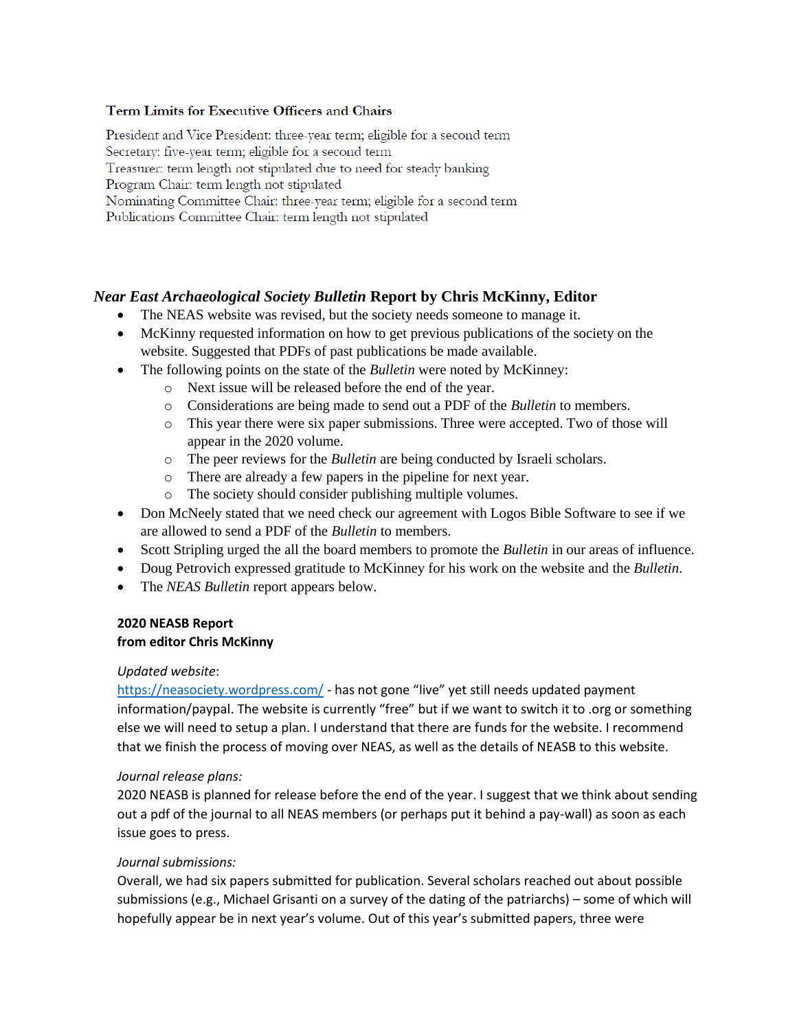### Term Limits for Executive Officers and Chairs

President and Vice President: three-year term; eligible for a second term
Secretary: five-year term; eligible for a second term
Treasurer: term length not stipulated due to need for steady banking
Program Chair: term length not stipulated
Nominating Committee Chair: three-year term; eligible for a second term
Publications Committee Chair: term length not stipulated

## *Near East Archaeological Society Bulletin* Report by Chris McKinny, Editor

- The NEAS website was revised, but the society needs someone to manage it.
- McKinny requested information on how to get previous publications of the society on the website. Suggested that PDFs of past publications be made available.
- The following points on the state of the *Bulletin* were noted by McKinney:
    - Next issue will be released before the end of the year.
    - Considerations are being made to send out a PDF of the *Bulletin* to members.
    - This year there were six paper submissions. Three were accepted. Two of those will appear in the 2020 volume.
    - The peer reviews for the *Bulletin* are being conducted by Israeli scholars.
    - There are already a few papers in the pipeline for next year.
    - The society should consider publishing multiple volumes.
- Don McNeely stated that we need check our agreement with Logos Bible Software to see if we are allowed to send a PDF of the *Bulletin* to members.
- Scott Stripling urged the all the board members to promote the *Bulletin* in our areas of influence.
- Doug Petrovich expressed gratitude to McKinney for his work on the website and the *Bulletin*.
- The *NEAS Bulletin* report appears below.

**2020 NEASB Report**
**from editor Chris McKinny**

*Updated website*:
https://neasociety.wordpress.com/ - has not gone "live" yet still needs updated payment information/paypal. The website is currently "free" but if we want to switch it to .org or something else we will need to setup a plan. I understand that there are funds for the website. I recommend that we finish the process of moving over NEAS, as well as the details of NEASB to this website.

*Journal release plans:*
2020 NEASB is planned for release before the end of the year. I suggest that we think about sending out a pdf of the journal to all NEAS members (or perhaps put it behind a pay-wall) as soon as each issue goes to press.

*Journal submissions:*
Overall, we had six papers submitted for publication. Several scholars reached out about possible submissions (e.g., Michael Grisanti on a survey of the dating of the patriarchs) – some of which will hopefully appear be in next year's volume. Out of this year's submitted papers, three were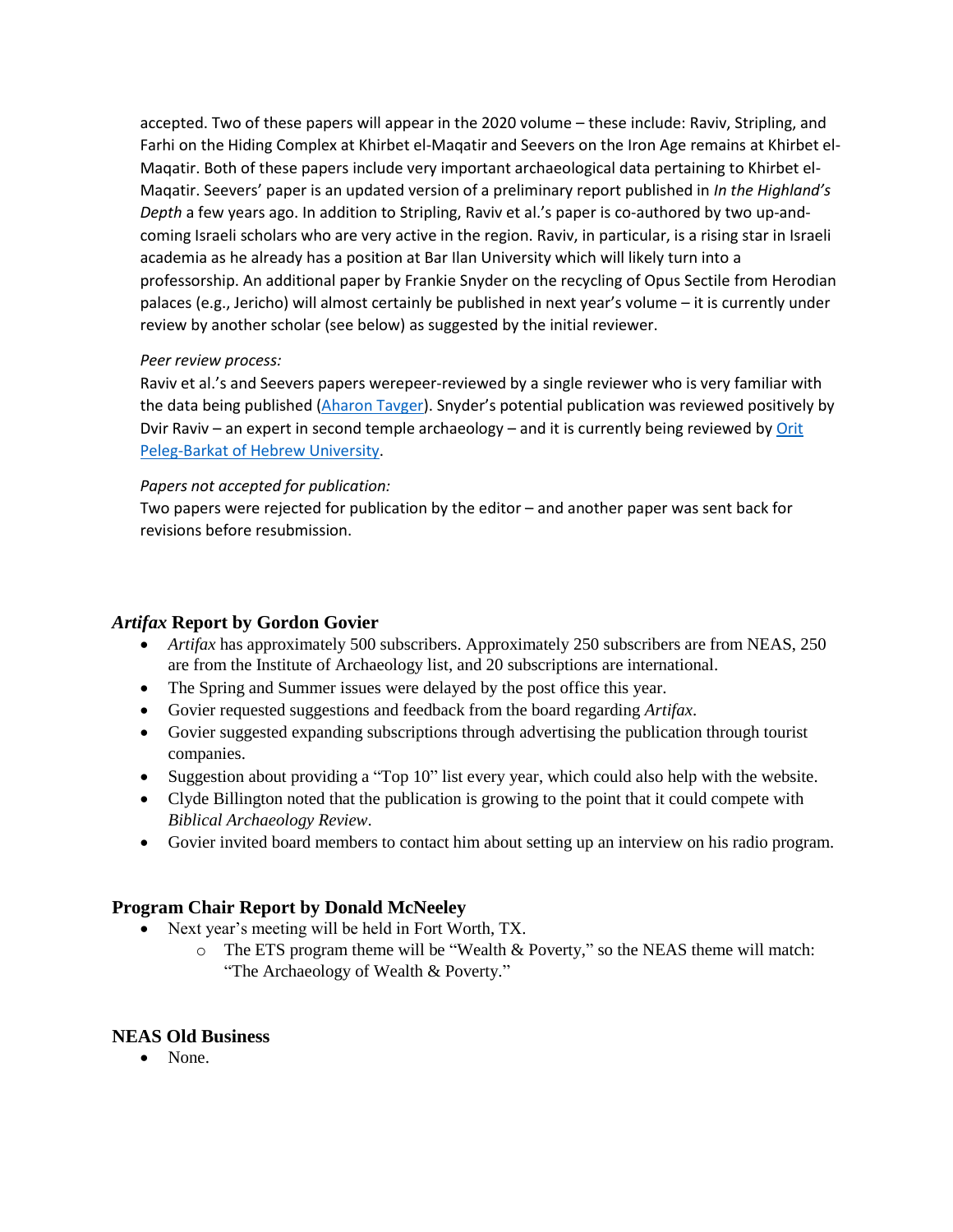accepted. Two of these papers will appear in the 2020 volume – these include: Raviv, Stripling, and Farhi on the Hiding Complex at Khirbet el-Maqatir and Seevers on the Iron Age remains at Khirbet el-Maqatir. Both of these papers include very important archaeological data pertaining to Khirbet el-Maqatir. Seevers' paper is an updated version of a preliminary report published in *In the Highland's Depth* a few years ago. In addition to Stripling, Raviv et al.'s paper is co-authored by two up-and-coming Israeli scholars who are very active in the region. Raviv, in particular, is a rising star in Israeli academia as he already has a position at Bar Ilan University which will likely turn into a professorship. An additional paper by Frankie Snyder on the recycling of Opus Sectile from Herodian palaces (e.g., Jericho) will almost certainly be published in next year's volume – it is currently under review by another scholar (see below) as suggested by the initial reviewer.

*Peer review process:*

Raviv et al.'s and Seevers papers werepeer-reviewed by a single reviewer who is very familiar with the data being published (Aharon Tavger). Snyder's potential publication was reviewed positively by Dvir Raviv – an expert in second temple archaeology – and it is currently being reviewed by Orit Peleg-Barkat of Hebrew University.

*Papers not accepted for publication:*

Two papers were rejected for publication by the editor – and another paper was sent back for revisions before resubmission.

## *Artifax* Report by Gordon Govier

- *Artifax* has approximately 500 subscribers. Approximately 250 subscribers are from NEAS, 250 are from the Institute of Archaeology list, and 20 subscriptions are international.
- The Spring and Summer issues were delayed by the post office this year.
- Govier requested suggestions and feedback from the board regarding *Artifax*.
- Govier suggested expanding subscriptions through advertising the publication through tourist companies.
- Suggestion about providing a "Top 10" list every year, which could also help with the website.
- Clyde Billington noted that the publication is growing to the point that it could compete with *Biblical Archaeology Review*.
- Govier invited board members to contact him about setting up an interview on his radio program.

## Program Chair Report by Donald McNeeley

- Next year's meeting will be held in Fort Worth, TX.
    - The ETS program theme will be "Wealth & Poverty," so the NEAS theme will match: "The Archaeology of Wealth & Poverty."

## NEAS Old Business

- None.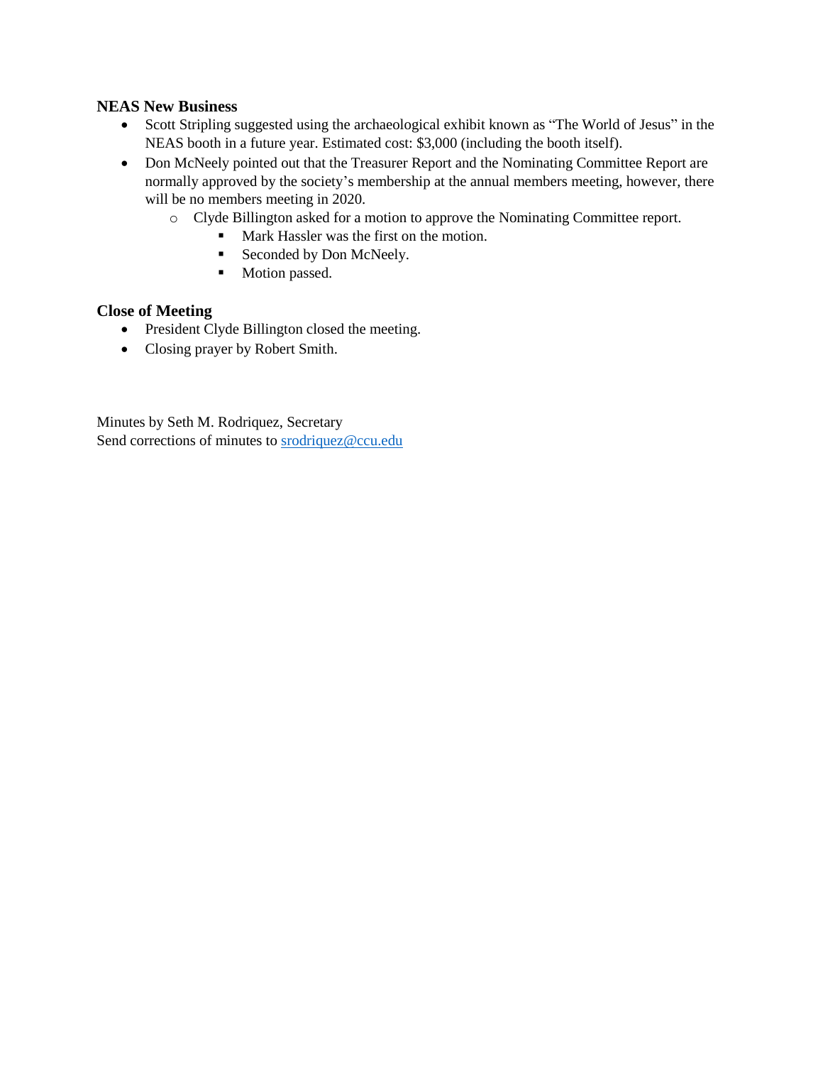## NEAS New Business

- Scott Stripling suggested using the archaeological exhibit known as "The World of Jesus" in the NEAS booth in a future year. Estimated cost: $3,000 (including the booth itself).
- Don McNeely pointed out that the Treasurer Report and the Nominating Committee Report are normally approved by the society's membership at the annual members meeting, however, there will be no members meeting in 2020.
  - Clyde Billington asked for a motion to approve the Nominating Committee report.
    - Mark Hassler was the first on the motion.
    - Seconded by Don McNeely.
    - Motion passed.

## Close of Meeting

- President Clyde Billington closed the meeting.
- Closing prayer by Robert Smith.

Minutes by Seth M. Rodriquez, Secretary
Send corrections of minutes to srodriquez@ccu.edu